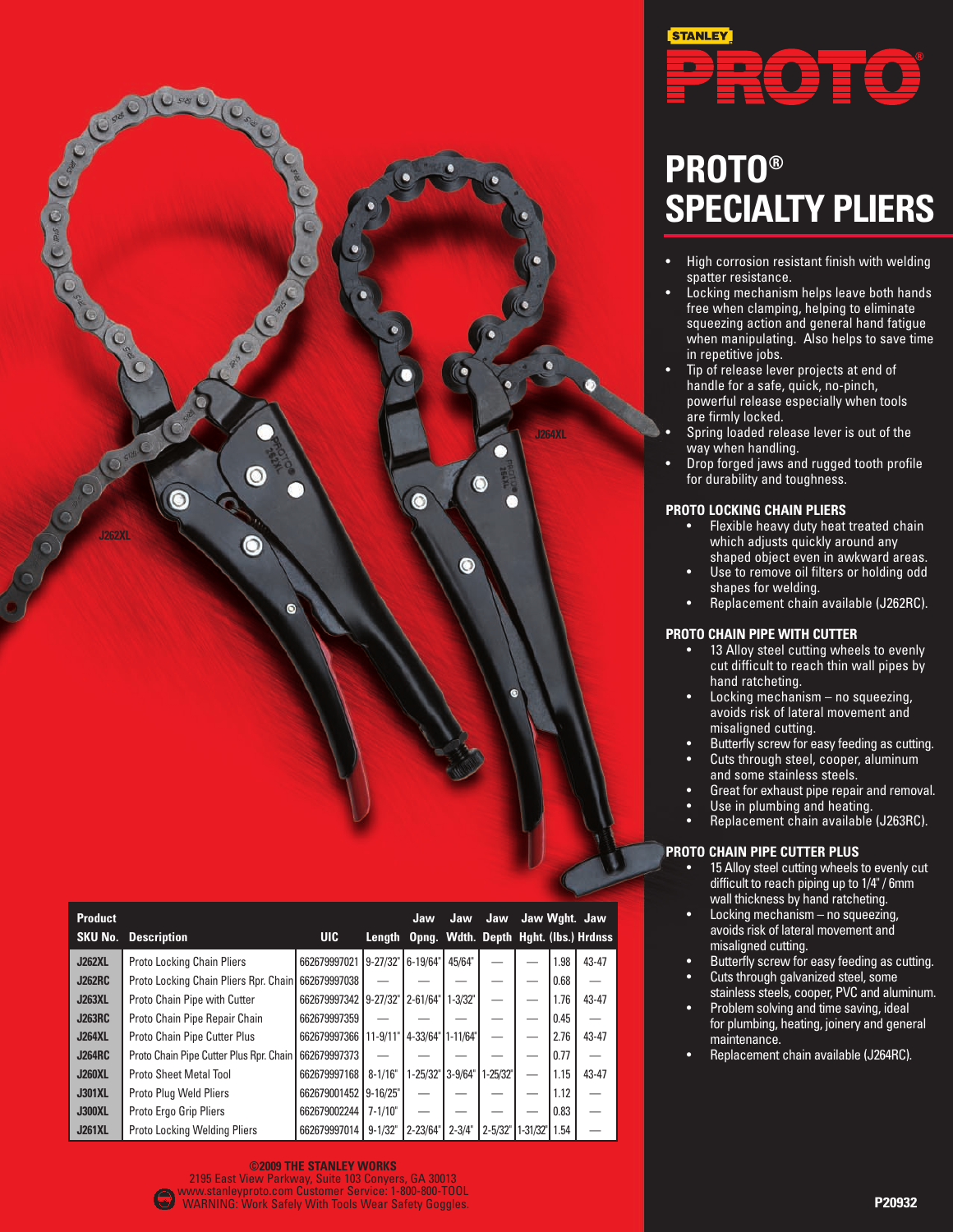STANLEY

PROTO®

# PROTO® SPECIALTY PLIERS

- High corrosion resistant finish with welding spatter resistance.
- Locking mechanism helps leave both hands free when clamping, helping to eliminate squeezing action and general hand fatigue when manipulating. Also helps to save time in repetitive jobs.
- Tip of release lever projects at end of handle for a safe, quick, no-pinch, powerful release especially when tools are firmly locked.
- Spring loaded release lever is out of the way when handling.
- Drop forged jaws and rugged tooth profile for durability and toughness.

## PROTO LOCKING CHAIN PLIERS

- Flexible heavy duty heat treated chain which adjusts quickly around any shaped object even in awkward areas.
- Use to remove oil filters or holding odd shapes for welding.
- Replacement chain available (J262RC).

## PROTO CHAIN PIPE WITH CUTTER

- 13 Alloy steel cutting wheels to evenly cut difficult to reach thin wall pipes by hand ratcheting.
- Locking mechanism – no squeezing, avoids risk of lateral movement and misaligned cutting.
- Butterfly screw for easy feeding as cutting.
- Cuts through steel, cooper, aluminum and some stainless steels.
- Great for exhaust pipe repair and removal.
- Use in plumbing and heating.
- Replacement chain available (J263RC).

## PROTO CHAIN PIPE CUTTER PLUS

- 15 Alloy steel cutting wheels to evenly cut difficult to reach piping up to 1/4" / 6mm wall thickness by hand ratcheting.
- Locking mechanism – no squeezing, avoids risk of lateral movement and misaligned cutting.
- Butterfly screw for easy feeding as cutting.
- Cuts through galvanized steel, some stainless steels, cooper, PVC and aluminum.
- Problem solving and time saving, ideal for plumbing, heating, joinery and general maintenance.
- Replacement chain available (J264RC).

| Product SKU No. | Description | UIC | Length | Jaw Opng. | Jaw Wdth. | Jaw Depth | Jaw Hght. | Wght. (lbs.) | Jaw Hrdnss |
|---|---|---|---|---|---|---|---|---|---|
| J262XL | Proto Locking Chain Pliers | 662679997021 | 9-27/32" | 6-19/64" | 45/64" | — | — | 1.98 | 43-47 |
| J262RC | Proto Locking Chain Pliers Rpr. Chain | 662679997038 | — | — | — | — | — | 0.68 | — |
| J263XL | Proto Chain Pipe with Cutter | 662679997342 | 9-27/32" | 2-61/64" | 1-3/32" | — | — | 1.76 | 43-47 |
| J263RC | Proto Chain Pipe Repair Chain | 662679997359 | — | — | — | — | — | 0.45 | — |
| J264XL | Proto Chain Pipe Cutter Plus | 662679997366 | 11-9/11" | 4-33/64" | 1-11/64" | — | — | 2.76 | 43-47 |
| J264RC | Proto Chain Pipe Cutter Plus Rpr. Chain | 662679997373 | — | — | — | — | — | 0.77 | — |
| J260XL | Proto Sheet Metal Tool | 662679997168 | 8-1/16" | 1-25/32" | 3-9/64" | 1-25/32" | — | 1.15 | 43-47 |
| J301XL | Proto Plug Weld Pliers | 662679001452 | 9-16/25" | — | — | — | — | 1.12 | — |
| J300XL | Proto Ergo Grip Pliers | 662679002244 | 7-1/10" | — | — | — | — | 0.83 | — |
| J261XL | Proto Locking Welding Pliers | 662679997014 | 9-1/32" | 2-23/64" | 2-3/4" | 2-5/32" | 1-31/32" | 1.54 | — |

**©2009 THE STANLEY WORKS**
2195 East View Parkway, Suite 103 Conyers, GA 30013
www.stanleyproto.com Customer Service: 1-800-800-TOOL
WARNING: Work Safely With Tools Wear Safety Goggles.

P20932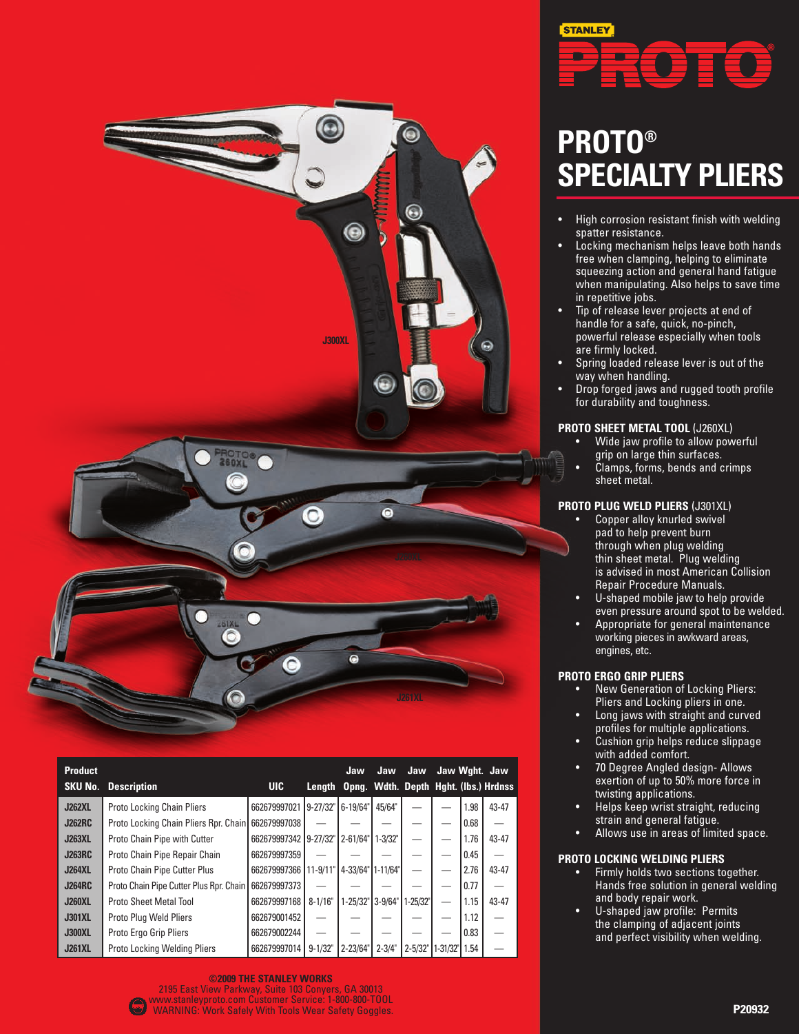STANLEY

PROTO®

# PROTO® SPECIALTY PLIERS

- High corrosion resistant finish with welding spatter resistance.
- Locking mechanism helps leave both hands free when clamping, helping to eliminate squeezing action and general hand fatigue when manipulating. Also helps to save time in repetitive jobs.
- Tip of release lever projects at end of handle for a safe, quick, no-pinch, powerful release especially when tools are firmly locked.
- Spring loaded release lever is out of the way when handling.
- Drop forged jaws and rugged tooth profile for durability and toughness.

### PROTO SHEET METAL TOOL (J260XL)

- Wide jaw profile to allow powerful grip on large thin surfaces.
- Clamps, forms, bends and crimps sheet metal.

### PROTO PLUG WELD PLIERS (J301XL)

- Copper alloy knurled swivel pad to help prevent burn through when plug welding thin sheet metal. Plug welding is advised in most American Collision Repair Procedure Manuals.
- U-shaped mobile jaw to help provide even pressure around spot to be welded.
- Appropriate for general maintenance working pieces in awkward areas, engines, etc.

### PROTO ERGO GRIP PLIERS

- New Generation of Locking Pliers: Pliers and Locking pliers in one.
- Long jaws with straight and curved profiles for multiple applications.
- Cushion grip helps reduce slippage with added comfort.
- 70 Degree Angled design- Allows exertion of up to 50% more force in twisting applications.
- Helps keep wrist straight, reducing strain and general fatigue.
- Allows use in areas of limited space.

### PROTO LOCKING WELDING PLIERS

- Firmly holds two sections together. Hands free solution in general welding and body repair work.
- U-shaped jaw profile: Permits the clamping of adjacent joints and perfect visibility when welding.

J300XL

J260XL

J261XL

| Product SKU No. | Description | UIC | Length | Jaw Opng. | Jaw Wdth. | Jaw Depth | Jaw Hght. | Wght. (lbs.) | Jaw Hrdnss |
|---|---|---|---|---|---|---|---|---|---|
| J262XL | Proto Locking Chain Pliers | 662679997021 | 9-27/32" | 6-19/64" | 45/64" | — | — | 1.98 | 43-47 |
| J262RC | Proto Locking Chain Pliers Rpr. Chain | 662679997038 | — | — | — | — | — | 0.68 | — |
| J263XL | Proto Chain Pipe with Cutter | 662679997342 | 9-27/32" | 2-61/64" | 1-3/32" | — | — | 1.76 | 43-47 |
| J263RC | Proto Chain Pipe Repair Chain | 662679997359 | — | — | — | — | — | 0.45 | — |
| J264XL | Proto Chain Pipe Cutter Plus | 662679997366 | 11-9/11" | 4-33/64" | 1-11/64" | — | — | 2.76 | 43-47 |
| J264RC | Proto Chain Pipe Cutter Plus Rpr. Chain | 662679997373 | — | — | — | — | — | 0.77 | — |
| J260XL | Proto Sheet Metal Tool | 662679997168 | 8-1/16" | 1-25/32" | 3-9/64" | 1-25/32" | — | 1.15 | 43-47 |
| J301XL | Proto Plug Weld Pliers | 662679001452 | — | — | — | — | — | 1.12 | — |
| J300XL | Proto Ergo Grip Pliers | 662679002244 | — | — | — | — | — | 0.83 | — |
| J261XL | Proto Locking Welding Pliers | 662679997014 | 9-1/32" | 2-23/64" | 2-3/4" | 2-5/32" | 1-31/32" | 1.54 | — |

**©2009 THE STANLEY WORKS**
2195 East View Parkway, Suite 103 Conyers, GA 30013
www.stanleyproto.com Customer Service: 1-800-800-TOOL
WARNING: Work Safely With Tools Wear Safety Goggles.

P20932